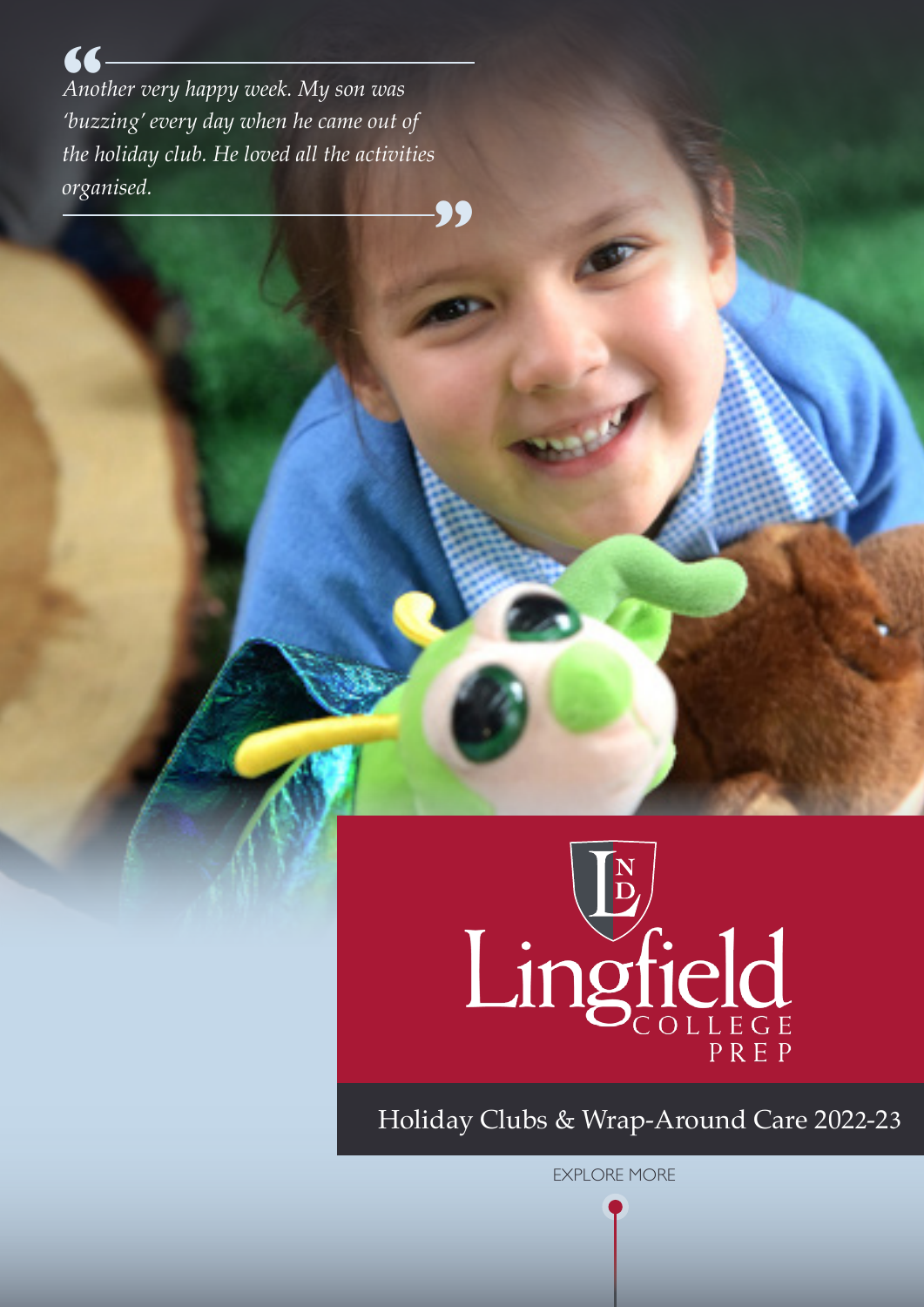> *Another very happy week. My son was 'buzzing' every day when he came out of the holiday club. He loved all the activities organised.*

Lingfield COLLEGE PREP

# Holiday Clubs & Wrap-Around Care 2022-23

EXPLORE MORE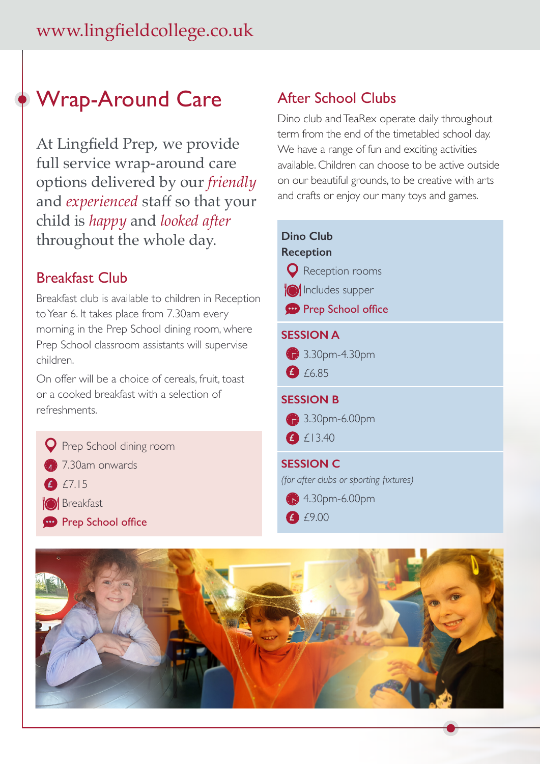# Wrap-Around Care

At Lingfield Prep, we provide full service wrap-around care options delivered by our *friendly* and *experienced* staff so that your child is *happy* and *looked after* throughout the whole day.

## Breakfast Club

Breakfast club is available to children in Reception to Year 6. It takes place from 7.30am every morning in the Prep School dining room, where Prep School classroom assistants will supervise children.

On offer will be a choice of cereals, fruit, toast or a cooked breakfast with a selection of refreshments.

- Prep School dining room
- 7.30am onwards
- £7.15
- Breakfast
- Prep School office

## After School Clubs

Dino club and TeaRex operate daily throughout term from the end of the timetabled school day. We have a range of fun and exciting activities available. Children can choose to be active outside on our beautiful grounds, to be creative with arts and crafts or enjoy our many toys and games.

**Dino Club**
**Reception**

- Reception rooms
- Includes supper
- Prep School office

**SESSION A**

- 3.30pm-4.30pm
- £6.85

**SESSION B**

- 3.30pm-6.00pm
- £13.40

**SESSION C**

*(for after clubs or sporting fixtures)*

- 4.30pm-6.00pm
- £9.00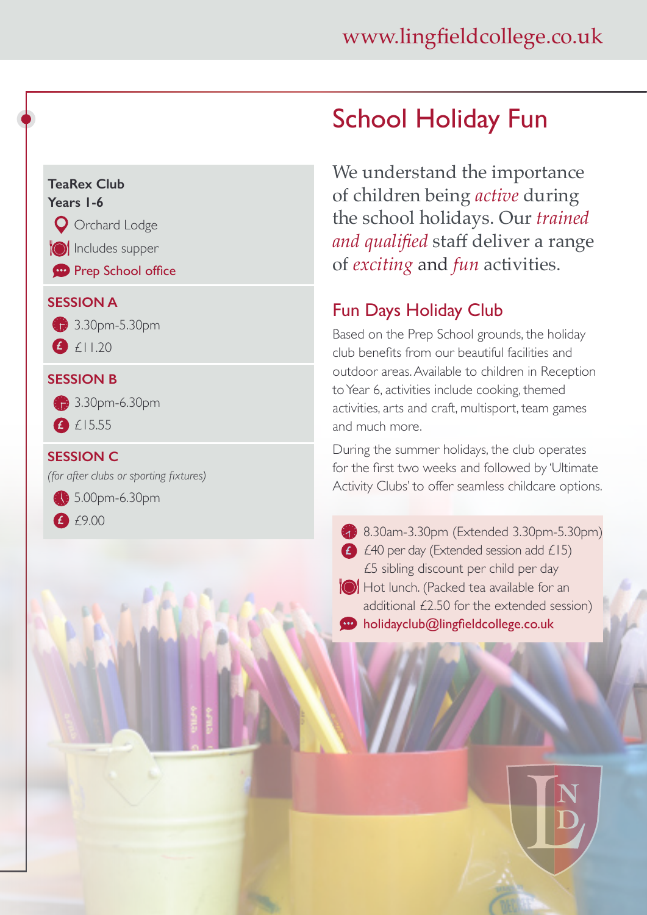# School Holiday Fun

We understand the importance of children being *active* during the school holidays. Our *trained and qualified* staff deliver a range of *exciting* and *fun* activities.

## Fun Days Holiday Club

Based on the Prep School grounds, the holiday club benefits from our beautiful facilities and outdoor areas. Available to children in Reception to Year 6, activities include cooking, themed activities, arts and craft, multisport, team games and much more.

During the summer holidays, the club operates for the first two weeks and followed by 'Ultimate Activity Clubs' to offer seamless childcare options.

- 8.30am-3.30pm (Extended 3.30pm-5.30pm)
- £40 per day (Extended session add £15)
  £5 sibling discount per child per day
- Hot lunch. (Packed tea available for an additional £2.50 for the extended session)
- holidayclub@lingfieldcollege.co.uk

**TeaRex Club**
**Years 1-6**

- Orchard Lodge
- Includes supper
- Prep School office

**SESSION A**

- 3.30pm-5.30pm
- £11.20

**SESSION B**

- 3.30pm-6.30pm
- £15.55

**SESSION C**

*(for after clubs or sporting fixtures)*

- 5.00pm-6.30pm
- £9.00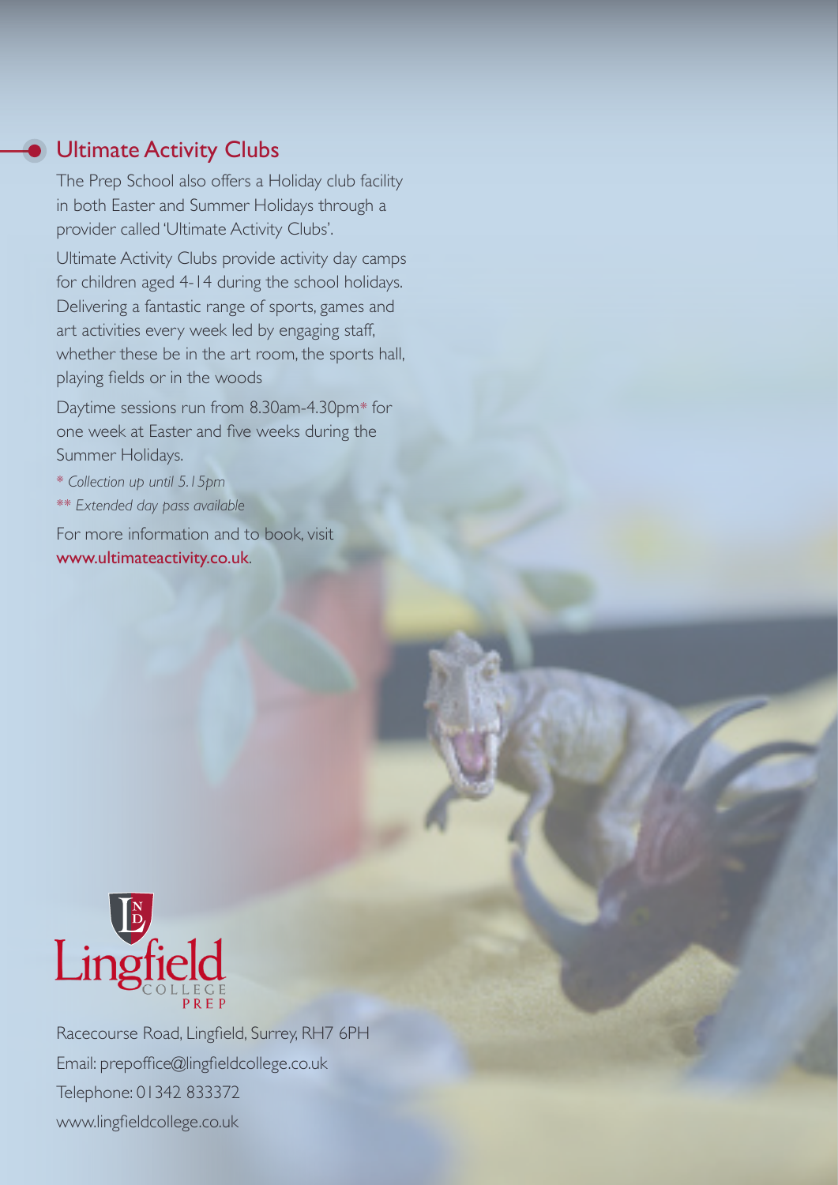## Ultimate Activity Clubs

The Prep School also offers a Holiday club facility in both Easter and Summer Holidays through a provider called 'Ultimate Activity Clubs'.

Ultimate Activity Clubs provide activity day camps for children aged 4-14 during the school holidays. Delivering a fantastic range of sports, games and art activities every week led by engaging staff, whether these be in the art room, the sports hall, playing fields or in the woods

Daytime sessions run from 8.30am-4.30pm* for one week at Easter and five weeks during the Summer Holidays.

*\* Collection up until 5.15pm*

*\*\* Extended day pass available*

For more information and to book, visit **www.ultimateactivity.co.uk**.

Lingfield College Prep

Racecourse Road, Lingfield, Surrey, RH7 6PH

Email: prepoffice@lingfieldcollege.co.uk

Telephone: 01342 833372

www.lingfieldcollege.co.uk